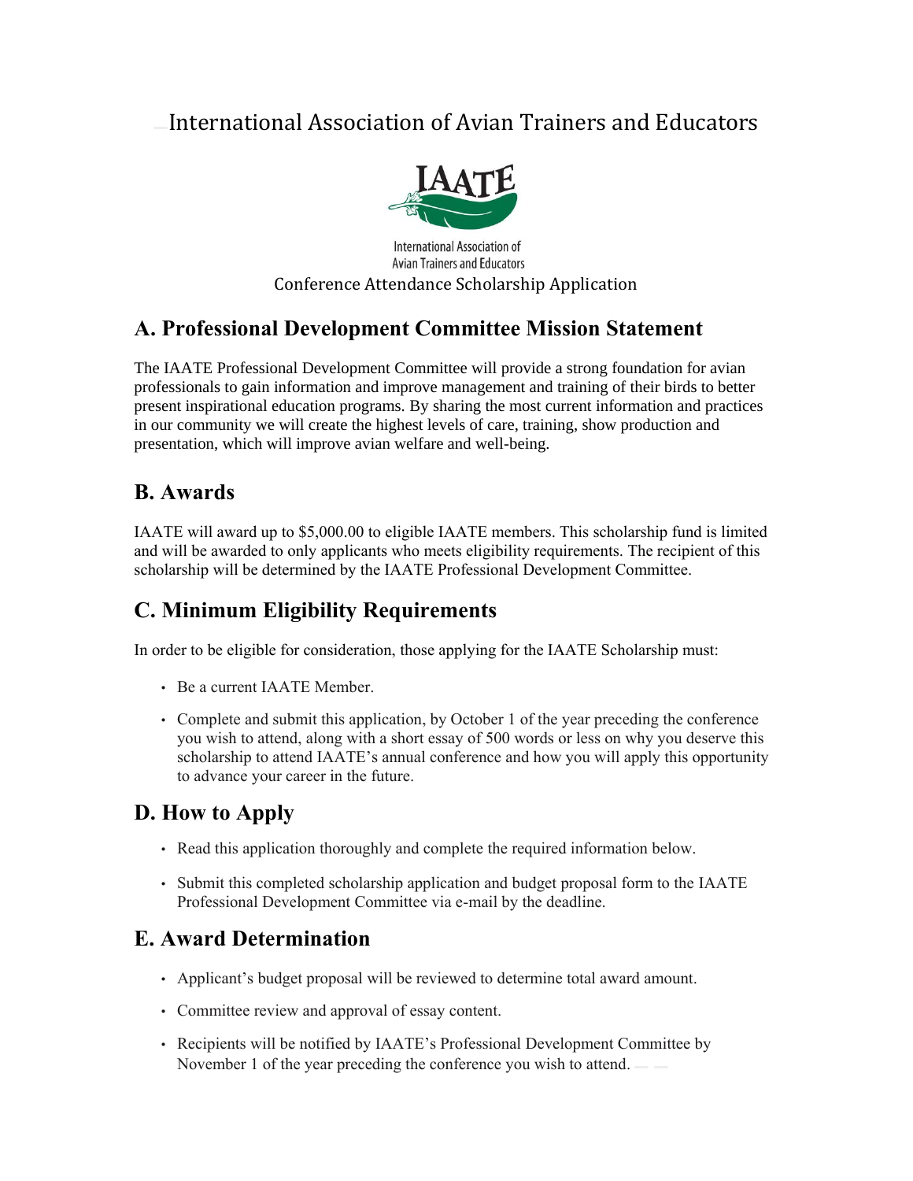# International Association of Avian Trainers and Educators

IAATE

International Association of Avian Trainers and Educators

Conference Attendance Scholarship Application

## A. Professional Development Committee Mission Statement

The IAATE Professional Development Committee will provide a strong foundation for avian professionals to gain information and improve management and training of their birds to better present inspirational education programs. By sharing the most current information and practices in our community we will create the highest levels of care, training, show production and presentation, which will improve avian welfare and well-being.

## B. Awards

IAATE will award up to $5,000.00 to eligible IAATE members. This scholarship fund is limited and will be awarded to only applicants who meets eligibility requirements. The recipient of this scholarship will be determined by the IAATE Professional Development Committee.

## C. Minimum Eligibility Requirements

In order to be eligible for consideration, those applying for the IAATE Scholarship must:

- Be a current IAATE Member.
- Complete and submit this application, by October 1 of the year preceding the conference you wish to attend, along with a short essay of 500 words or less on why you deserve this scholarship to attend IAATE's annual conference and how you will apply this opportunity to advance your career in the future.

## D. How to Apply

- Read this application thoroughly and complete the required information below.
- Submit this completed scholarship application and budget proposal form to the IAATE Professional Development Committee via e-mail by the deadline.

## E. Award Determination

- Applicant's budget proposal will be reviewed to determine total award amount.
- Committee review and approval of essay content.
- Recipients will be notified by IAATE's Professional Development Committee by November 1 of the year preceding the conference you wish to attend.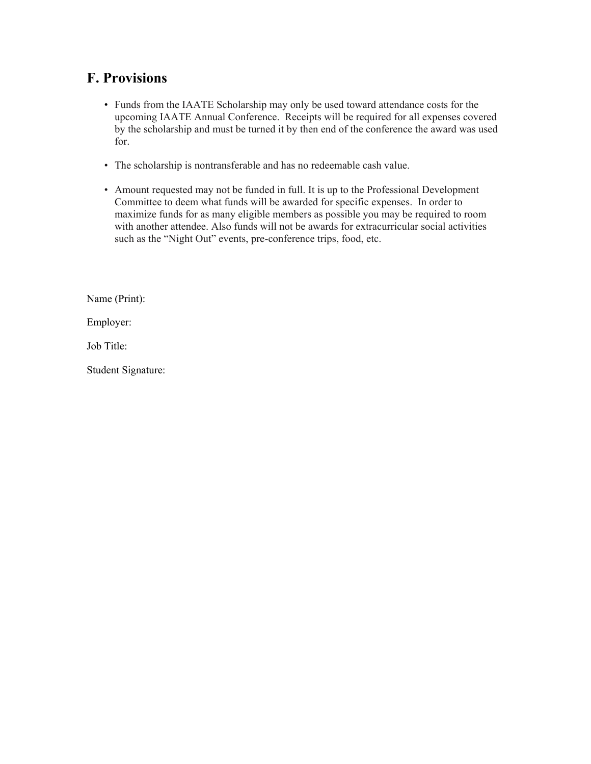## F. Provisions

- Funds from the IAATE Scholarship may only be used toward attendance costs for the upcoming IAATE Annual Conference. Receipts will be required for all expenses covered by the scholarship and must be turned it by then end of the conference the award was used for.
- The scholarship is nontransferable and has no redeemable cash value.
- Amount requested may not be funded in full. It is up to the Professional Development Committee to deem what funds will be awarded for specific expenses. In order to maximize funds for as many eligible members as possible you may be required to room with another attendee. Also funds will not be awards for extracurricular social activities such as the "Night Out" events, pre-conference trips, food, etc.

Name (Print):

Employer:

Job Title:

Student Signature: